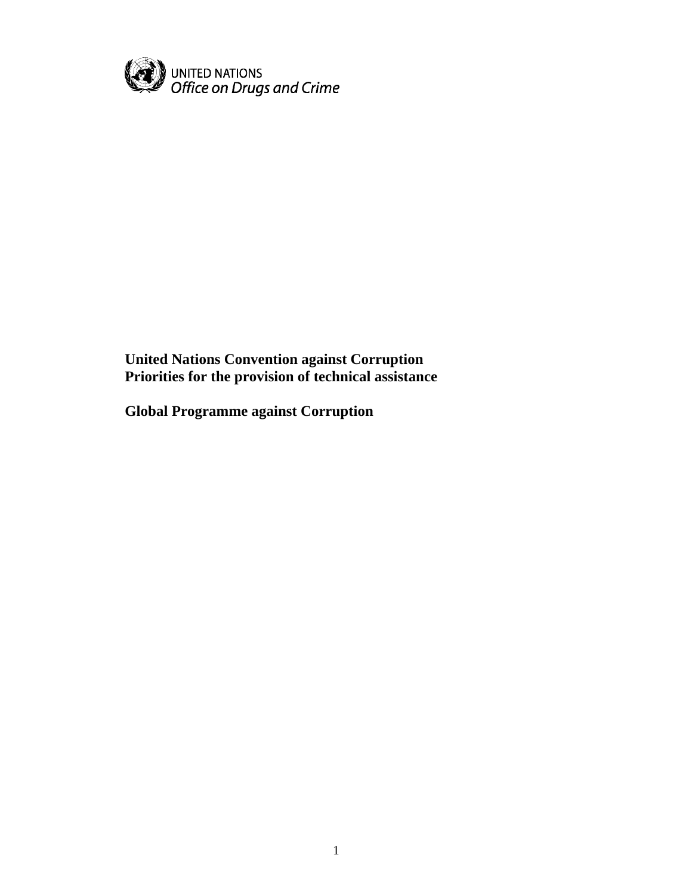UNITED NATIONS
*Office on Drugs and Crime*

**United Nations Convention against Corruption**
**Priorities for the provision of technical assistance**

**Global Programme against Corruption**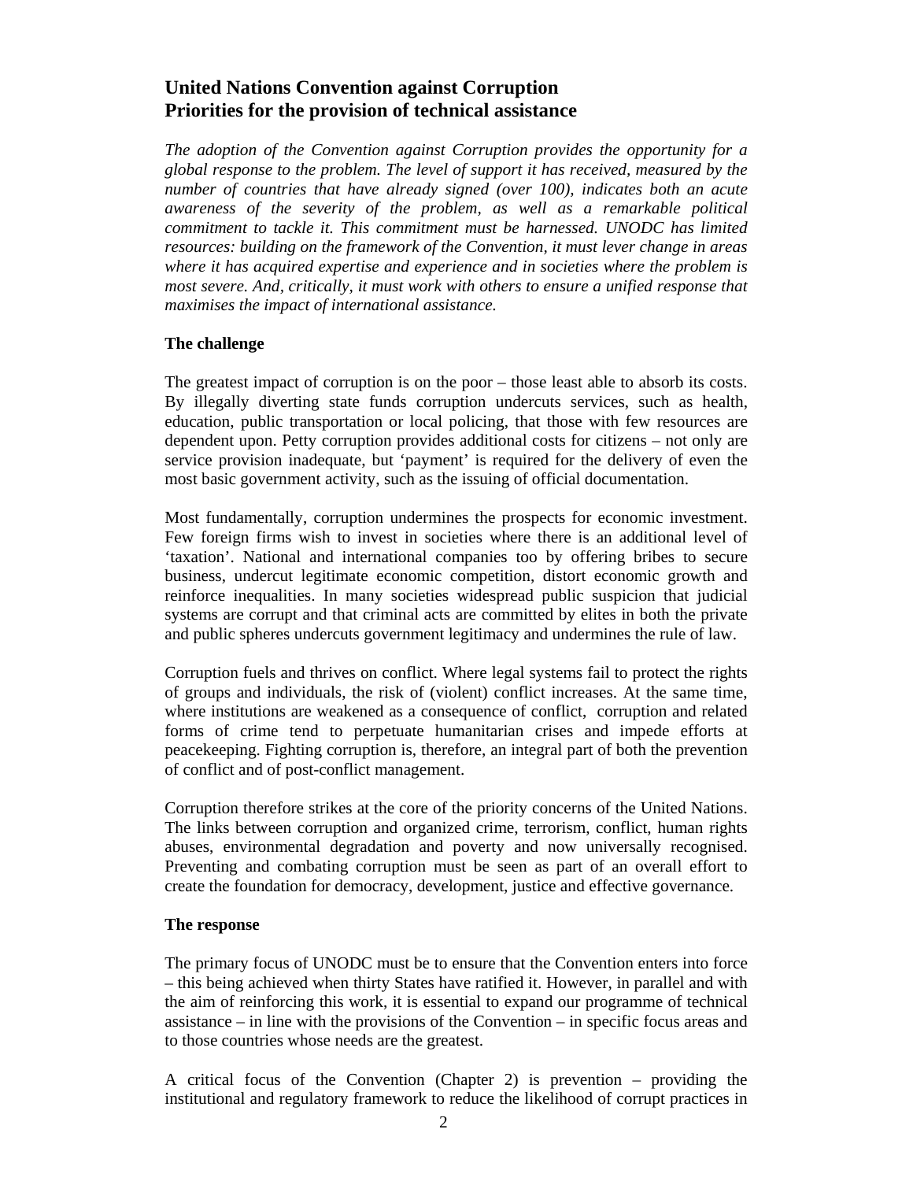## United Nations Convention against Corruption
## Priorities for the provision of technical assistance

*The adoption of the Convention against Corruption provides the opportunity for a global response to the problem. The level of support it has received, measured by the number of countries that have already signed (over 100), indicates both an acute awareness of the severity of the problem, as well as a remarkable political commitment to tackle it. This commitment must be harnessed. UNODC has limited resources: building on the framework of the Convention, it must lever change in areas where it has acquired expertise and experience and in societies where the problem is most severe. And, critically, it must work with others to ensure a unified response that maximises the impact of international assistance.*

**The challenge**

The greatest impact of corruption is on the poor – those least able to absorb its costs. By illegally diverting state funds corruption undercuts services, such as health, education, public transportation or local policing, that those with few resources are dependent upon. Petty corruption provides additional costs for citizens – not only are service provision inadequate, but 'payment' is required for the delivery of even the most basic government activity, such as the issuing of official documentation.

Most fundamentally, corruption undermines the prospects for economic investment. Few foreign firms wish to invest in societies where there is an additional level of 'taxation'. National and international companies too by offering bribes to secure business, undercut legitimate economic competition, distort economic growth and reinforce inequalities. In many societies widespread public suspicion that judicial systems are corrupt and that criminal acts are committed by elites in both the private and public spheres undercuts government legitimacy and undermines the rule of law.

Corruption fuels and thrives on conflict. Where legal systems fail to protect the rights of groups and individuals, the risk of (violent) conflict increases. At the same time, where institutions are weakened as a consequence of conflict, corruption and related forms of crime tend to perpetuate humanitarian crises and impede efforts at peacekeeping. Fighting corruption is, therefore, an integral part of both the prevention of conflict and of post-conflict management.

Corruption therefore strikes at the core of the priority concerns of the United Nations. The links between corruption and organized crime, terrorism, conflict, human rights abuses, environmental degradation and poverty and now universally recognised. Preventing and combating corruption must be seen as part of an overall effort to create the foundation for democracy, development, justice and effective governance.

**The response**

The primary focus of UNODC must be to ensure that the Convention enters into force – this being achieved when thirty States have ratified it. However, in parallel and with the aim of reinforcing this work, it is essential to expand our programme of technical assistance – in line with the provisions of the Convention – in specific focus areas and to those countries whose needs are the greatest.

A critical focus of the Convention (Chapter 2) is prevention – providing the institutional and regulatory framework to reduce the likelihood of corrupt practices in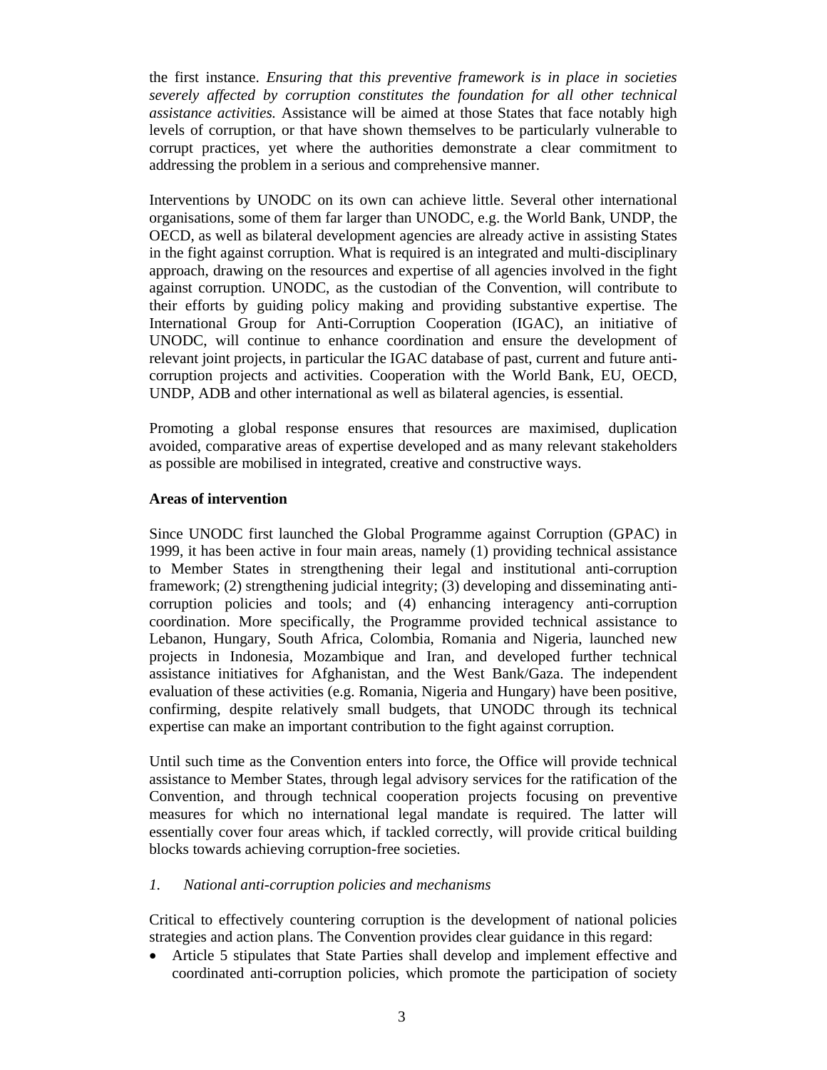the first instance. *Ensuring that this preventive framework is in place in societies severely affected by corruption constitutes the foundation for all other technical assistance activities.* Assistance will be aimed at those States that face notably high levels of corruption, or that have shown themselves to be particularly vulnerable to corrupt practices, yet where the authorities demonstrate a clear commitment to addressing the problem in a serious and comprehensive manner.

Interventions by UNODC on its own can achieve little. Several other international organisations, some of them far larger than UNODC, e.g. the World Bank, UNDP, the OECD, as well as bilateral development agencies are already active in assisting States in the fight against corruption. What is required is an integrated and multi-disciplinary approach, drawing on the resources and expertise of all agencies involved in the fight against corruption. UNODC, as the custodian of the Convention, will contribute to their efforts by guiding policy making and providing substantive expertise. The International Group for Anti-Corruption Cooperation (IGAC), an initiative of UNODC, will continue to enhance coordination and ensure the development of relevant joint projects, in particular the IGAC database of past, current and future anti-corruption projects and activities. Cooperation with the World Bank, EU, OECD, UNDP, ADB and other international as well as bilateral agencies, is essential.

Promoting a global response ensures that resources are maximised, duplication avoided, comparative areas of expertise developed and as many relevant stakeholders as possible are mobilised in integrated, creative and constructive ways.

**Areas of intervention**

Since UNODC first launched the Global Programme against Corruption (GPAC) in 1999, it has been active in four main areas, namely (1) providing technical assistance to Member States in strengthening their legal and institutional anti-corruption framework; (2) strengthening judicial integrity; (3) developing and disseminating anti-corruption policies and tools; and (4) enhancing interagency anti-corruption coordination. More specifically, the Programme provided technical assistance to Lebanon, Hungary, South Africa, Colombia, Romania and Nigeria, launched new projects in Indonesia, Mozambique and Iran, and developed further technical assistance initiatives for Afghanistan, and the West Bank/Gaza. The independent evaluation of these activities (e.g. Romania, Nigeria and Hungary) have been positive, confirming, despite relatively small budgets, that UNODC through its technical expertise can make an important contribution to the fight against corruption.

Until such time as the Convention enters into force, the Office will provide technical assistance to Member States, through legal advisory services for the ratification of the Convention, and through technical cooperation projects focusing on preventive measures for which no international legal mandate is required. The latter will essentially cover four areas which, if tackled correctly, will provide critical building blocks towards achieving corruption-free societies.

*1. National anti-corruption policies and mechanisms*

Critical to effectively countering corruption is the development of national policies strategies and action plans. The Convention provides clear guidance in this regard:

- Article 5 stipulates that State Parties shall develop and implement effective and coordinated anti-corruption policies, which promote the participation of society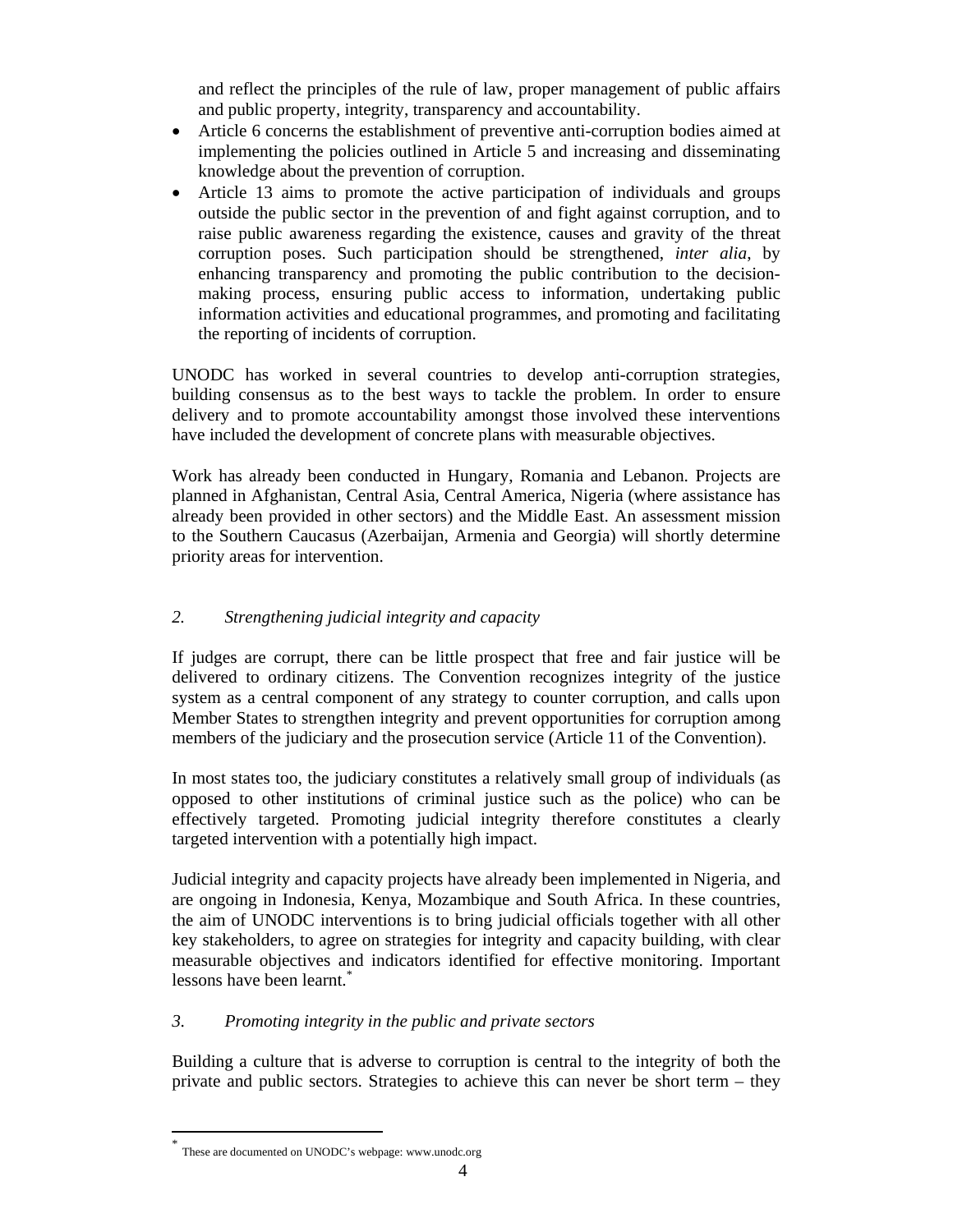and reflect the principles of the rule of law, proper management of public affairs and public property, integrity, transparency and accountability.

- Article 6 concerns the establishment of preventive anti-corruption bodies aimed at implementing the policies outlined in Article 5 and increasing and disseminating knowledge about the prevention of corruption.
- Article 13 aims to promote the active participation of individuals and groups outside the public sector in the prevention of and fight against corruption, and to raise public awareness regarding the existence, causes and gravity of the threat corruption poses. Such participation should be strengthened, *inter alia*, by enhancing transparency and promoting the public contribution to the decision-making process, ensuring public access to information, undertaking public information activities and educational programmes, and promoting and facilitating the reporting of incidents of corruption.

UNODC has worked in several countries to develop anti-corruption strategies, building consensus as to the best ways to tackle the problem. In order to ensure delivery and to promote accountability amongst those involved these interventions have included the development of concrete plans with measurable objectives.

Work has already been conducted in Hungary, Romania and Lebanon. Projects are planned in Afghanistan, Central Asia, Central America, Nigeria (where assistance has already been provided in other sectors) and the Middle East. An assessment mission to the Southern Caucasus (Azerbaijan, Armenia and Georgia) will shortly determine priority areas for intervention.

### *2. Strengthening judicial integrity and capacity*

If judges are corrupt, there can be little prospect that free and fair justice will be delivered to ordinary citizens. The Convention recognizes integrity of the justice system as a central component of any strategy to counter corruption, and calls upon Member States to strengthen integrity and prevent opportunities for corruption among members of the judiciary and the prosecution service (Article 11 of the Convention).

In most states too, the judiciary constitutes a relatively small group of individuals (as opposed to other institutions of criminal justice such as the police) who can be effectively targeted. Promoting judicial integrity therefore constitutes a clearly targeted intervention with a potentially high impact.

Judicial integrity and capacity projects have already been implemented in Nigeria, and are ongoing in Indonesia, Kenya, Mozambique and South Africa. In these countries, the aim of UNODC interventions is to bring judicial officials together with all other key stakeholders, to agree on strategies for integrity and capacity building, with clear measurable objectives and indicators identified for effective monitoring. Important lessons have been learnt.[*]

### *3. Promoting integrity in the public and private sectors*

Building a culture that is adverse to corruption is central to the integrity of both the private and public sectors. Strategies to achieve this can never be short term – they

---

[*] These are documented on UNODC's webpage: www.unodc.org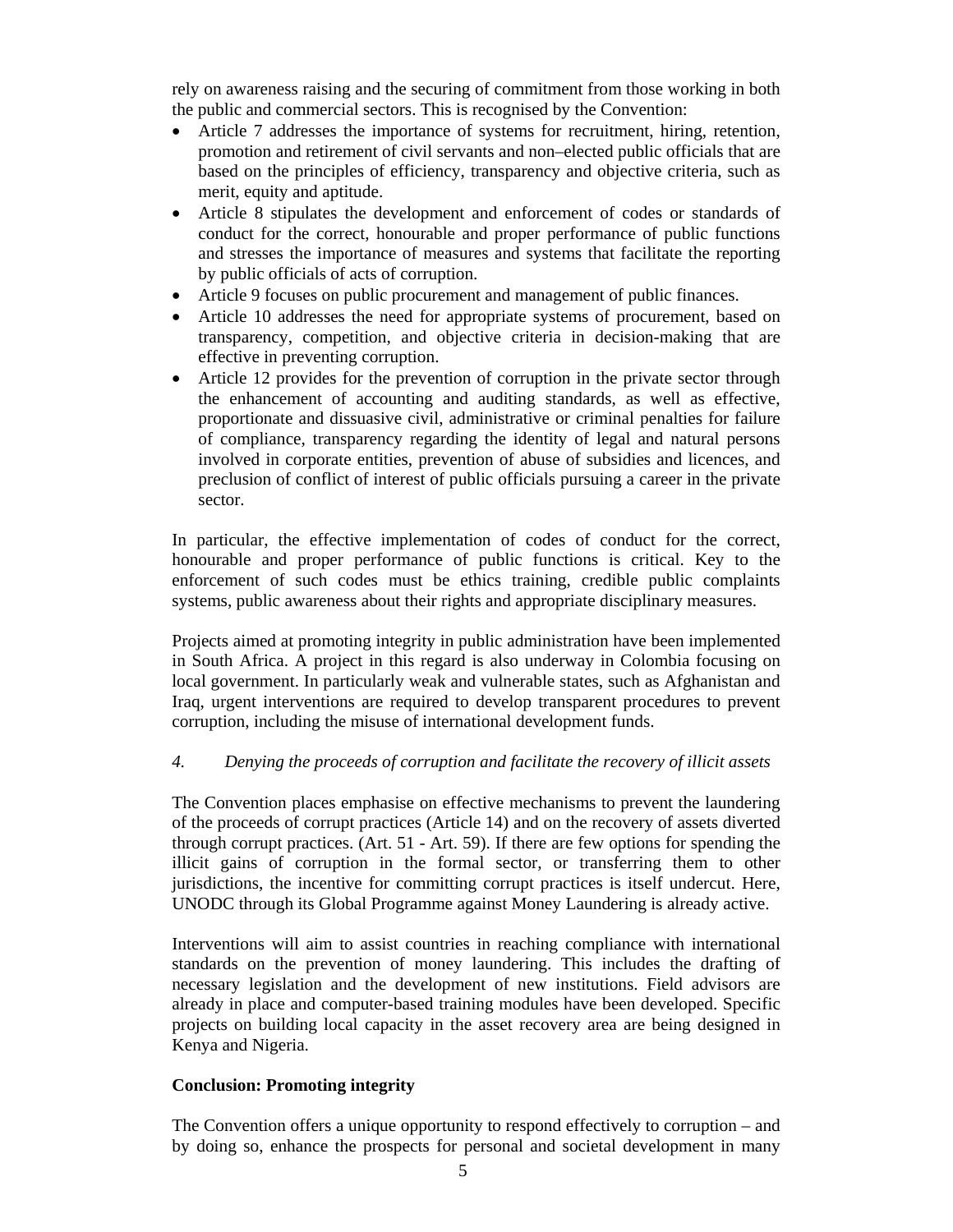rely on awareness raising and the securing of commitment from those working in both the public and commercial sectors. This is recognised by the Convention:

- Article 7 addresses the importance of systems for recruitment, hiring, retention, promotion and retirement of civil servants and non–elected public officials that are based on the principles of efficiency, transparency and objective criteria, such as merit, equity and aptitude.
- Article 8 stipulates the development and enforcement of codes or standards of conduct for the correct, honourable and proper performance of public functions and stresses the importance of measures and systems that facilitate the reporting by public officials of acts of corruption.
- Article 9 focuses on public procurement and management of public finances.
- Article 10 addresses the need for appropriate systems of procurement, based on transparency, competition, and objective criteria in decision-making that are effective in preventing corruption.
- Article 12 provides for the prevention of corruption in the private sector through the enhancement of accounting and auditing standards, as well as effective, proportionate and dissuasive civil, administrative or criminal penalties for failure of compliance, transparency regarding the identity of legal and natural persons involved in corporate entities, prevention of abuse of subsidies and licences, and preclusion of conflict of interest of public officials pursuing a career in the private sector.

In particular, the effective implementation of codes of conduct for the correct, honourable and proper performance of public functions is critical. Key to the enforcement of such codes must be ethics training, credible public complaints systems, public awareness about their rights and appropriate disciplinary measures.

Projects aimed at promoting integrity in public administration have been implemented in South Africa. A project in this regard is also underway in Colombia focusing on local government. In particularly weak and vulnerable states, such as Afghanistan and Iraq, urgent interventions are required to develop transparent procedures to prevent corruption, including the misuse of international development funds.

*4. Denying the proceeds of corruption and facilitate the recovery of illicit assets*

The Convention places emphasise on effective mechanisms to prevent the laundering of the proceeds of corrupt practices (Article 14) and on the recovery of assets diverted through corrupt practices. (Art. 51 - Art. 59). If there are few options for spending the illicit gains of corruption in the formal sector, or transferring them to other jurisdictions, the incentive for committing corrupt practices is itself undercut. Here, UNODC through its Global Programme against Money Laundering is already active.

Interventions will aim to assist countries in reaching compliance with international standards on the prevention of money laundering. This includes the drafting of necessary legislation and the development of new institutions. Field advisors are already in place and computer-based training modules have been developed. Specific projects on building local capacity in the asset recovery area are being designed in Kenya and Nigeria.

**Conclusion: Promoting integrity**

The Convention offers a unique opportunity to respond effectively to corruption – and by doing so, enhance the prospects for personal and societal development in many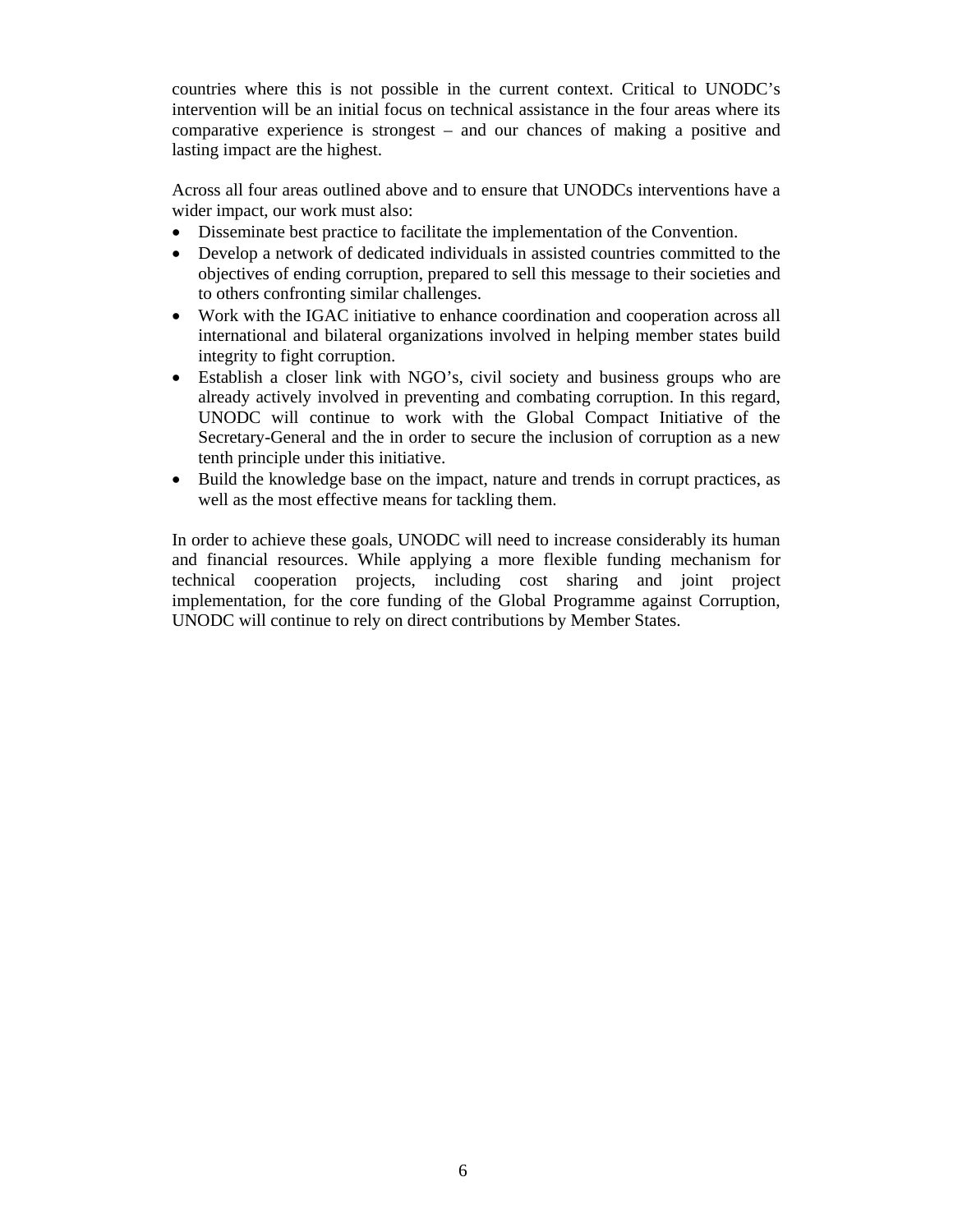countries where this is not possible in the current context. Critical to UNODC's intervention will be an initial focus on technical assistance in the four areas where its comparative experience is strongest – and our chances of making a positive and lasting impact are the highest.

Across all four areas outlined above and to ensure that UNODCs interventions have a wider impact, our work must also:

- Disseminate best practice to facilitate the implementation of the Convention.
- Develop a network of dedicated individuals in assisted countries committed to the objectives of ending corruption, prepared to sell this message to their societies and to others confronting similar challenges.
- Work with the IGAC initiative to enhance coordination and cooperation across all international and bilateral organizations involved in helping member states build integrity to fight corruption.
- Establish a closer link with NGO's, civil society and business groups who are already actively involved in preventing and combating corruption. In this regard, UNODC will continue to work with the Global Compact Initiative of the Secretary-General and the in order to secure the inclusion of corruption as a new tenth principle under this initiative.
- Build the knowledge base on the impact, nature and trends in corrupt practices, as well as the most effective means for tackling them.

In order to achieve these goals, UNODC will need to increase considerably its human and financial resources. While applying a more flexible funding mechanism for technical cooperation projects, including cost sharing and joint project implementation, for the core funding of the Global Programme against Corruption, UNODC will continue to rely on direct contributions by Member States.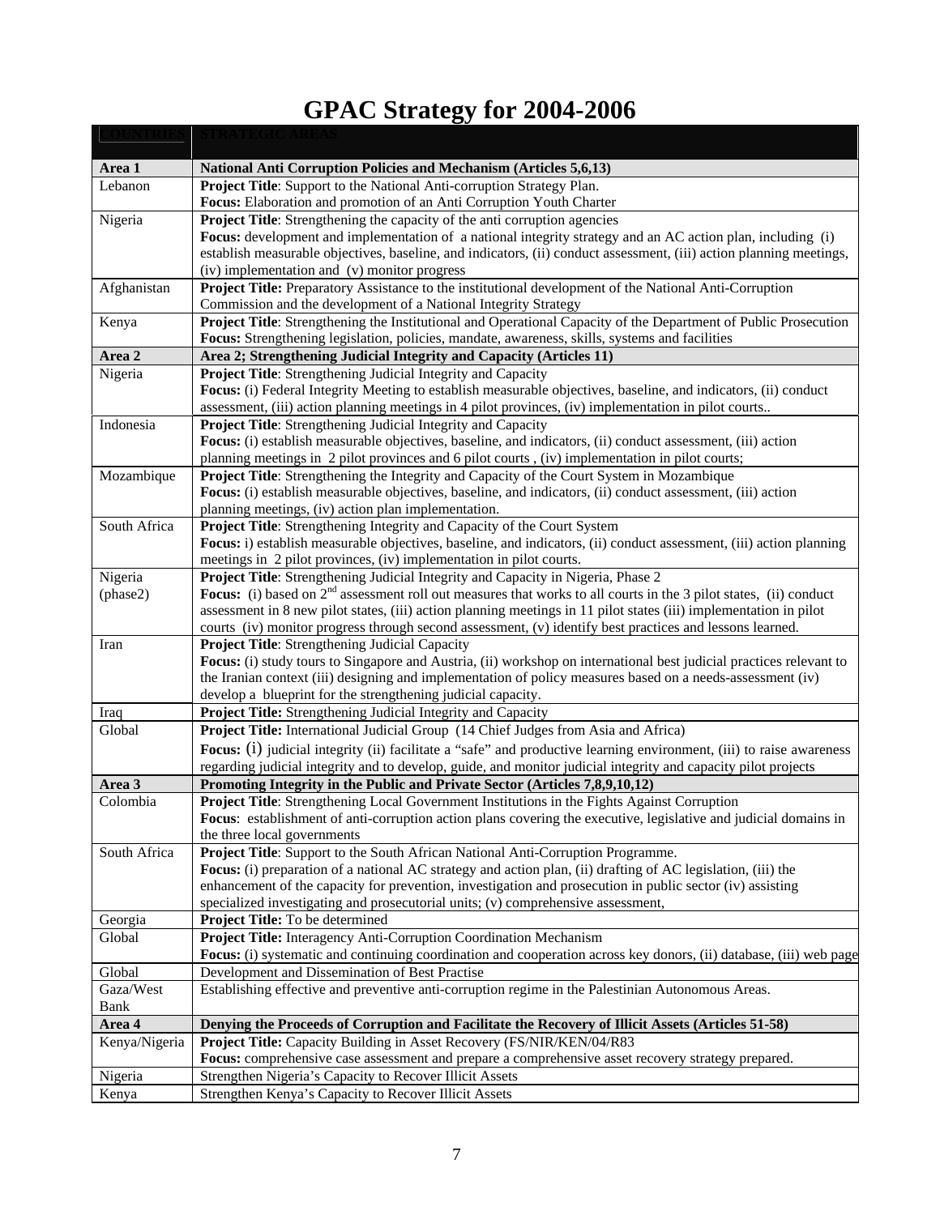# GPAC Strategy for 2004-2006

| COUNTRIES | STRATEGIC AREAS |
|---|---|
| **Area 1** | **National Anti Corruption Policies and Mechanism (Articles 5,6,13)** |
| Lebanon | **Project Title**: Support to the National Anti-corruption Strategy Plan.<br>**Focus:** Elaboration and promotion of an Anti Corruption Youth Charter |
| Nigeria | **Project Title**: Strengthening the capacity of the anti corruption agencies<br>**Focus:** development and implementation of a national integrity strategy and an AC action plan, including (i) establish measurable objectives, baseline, and indicators, (ii) conduct assessment, (iii) action planning meetings, (iv) implementation and (v) monitor progress |
| Afghanistan | **Project Title:** Preparatory Assistance to the institutional development of the National Anti-Corruption Commission and the development of a National Integrity Strategy |
| Kenya | **Project Title**: Strengthening the Institutional and Operational Capacity of the Department of Public Prosecution<br>**Focus:** Strengthening legislation, policies, mandate, awareness, skills, systems and facilities |
| **Area 2** | **Area 2; Strengthening Judicial Integrity and Capacity (Articles 11)** |
| Nigeria | **Project Title**: Strengthening Judicial Integrity and Capacity<br>**Focus:** (i) Federal Integrity Meeting to establish measurable objectives, baseline, and indicators, (ii) conduct assessment, (iii) action planning meetings in 4 pilot provinces, (iv) implementation in pilot courts.. |
| Indonesia | **Project Title**: Strengthening Judicial Integrity and Capacity<br>**Focus:** (i) establish measurable objectives, baseline, and indicators, (ii) conduct assessment, (iii) action planning meetings in 2 pilot provinces and 6 pilot courts , (iv) implementation in pilot courts; |
| Mozambique | **Project Title**: Strengthening the Integrity and Capacity of the Court System in Mozambique<br>**Focus:** (i) establish measurable objectives, baseline, and indicators, (ii) conduct assessment, (iii) action planning meetings, (iv) action plan implementation. |
| South Africa | **Project Title**: Strengthening Integrity and Capacity of the Court System<br>**Focus:** i) establish measurable objectives, baseline, and indicators, (ii) conduct assessment, (iii) action planning meetings in 2 pilot provinces, (iv) implementation in pilot courts. |
| Nigeria (phase2) | **Project Title**: Strengthening Judicial Integrity and Capacity in Nigeria, Phase 2<br>**Focus:** (i) based on 2nd assessment roll out measures that works to all courts in the 3 pilot states, (ii) conduct assessment in 8 new pilot states, (iii) action planning meetings in 11 pilot states (iii) implementation in pilot courts (iv) monitor progress through second assessment, (v) identify best practices and lessons learned. |
| Iran | **Project Title**: Strengthening Judicial Capacity<br>**Focus:** (i) study tours to Singapore and Austria, (ii) workshop on international best judicial practices relevant to the Iranian context (iii) designing and implementation of policy measures based on a needs-assessment (iv) develop a blueprint for the strengthening judicial capacity. |
| Iraq | **Project Title:** Strengthening Judicial Integrity and Capacity |
| Global | **Project Title:** International Judicial Group (14 Chief Judges from Asia and Africa)<br>**Focus:** (i) judicial integrity (ii) facilitate a "safe" and productive learning environment, (iii) to raise awareness regarding judicial integrity and to develop, guide, and monitor judicial integrity and capacity pilot projects |
| **Area 3** | **Promoting Integrity in the Public and Private Sector (Articles 7,8,9,10,12)** |
| Colombia | **Project Title**: Strengthening Local Government Institutions in the Fights Against Corruption<br>**Focus**: establishment of anti-corruption action plans covering the executive, legislative and judicial domains in the three local governments |
| South Africa | **Project Title**: Support to the South African National Anti-Corruption Programme.<br>**Focus:** (i) preparation of a national AC strategy and action plan, (ii) drafting of AC legislation, (iii) the enhancement of the capacity for prevention, investigation and prosecution in public sector (iv) assisting specialized investigating and prosecutorial units; (v) comprehensive assessment, |
| Georgia | **Project Title:** To be determined |
| Global | **Project Title:** Interagency Anti-Corruption Coordination Mechanism<br>**Focus:** (i) systematic and continuing coordination and cooperation across key donors, (ii) database, (iii) web page |
| Global | Development and Dissemination of Best Practise |
| Gaza/West Bank | Establishing effective and preventive anti-corruption regime in the Palestinian Autonomous Areas. |
| **Area 4** | **Denying the Proceeds of Corruption and Facilitate the Recovery of Illicit Assets (Articles 51-58)** |
| Kenya/Nigeria | **Project Title:** Capacity Building in Asset Recovery (FS/NIR/KEN/04/R83<br>**Focus:** comprehensive case assessment and prepare a comprehensive asset recovery strategy prepared. |
| Nigeria | Strengthen Nigeria's Capacity to Recover Illicit Assets |
| Kenya | Strengthen Kenya's Capacity to Recover Illicit Assets |